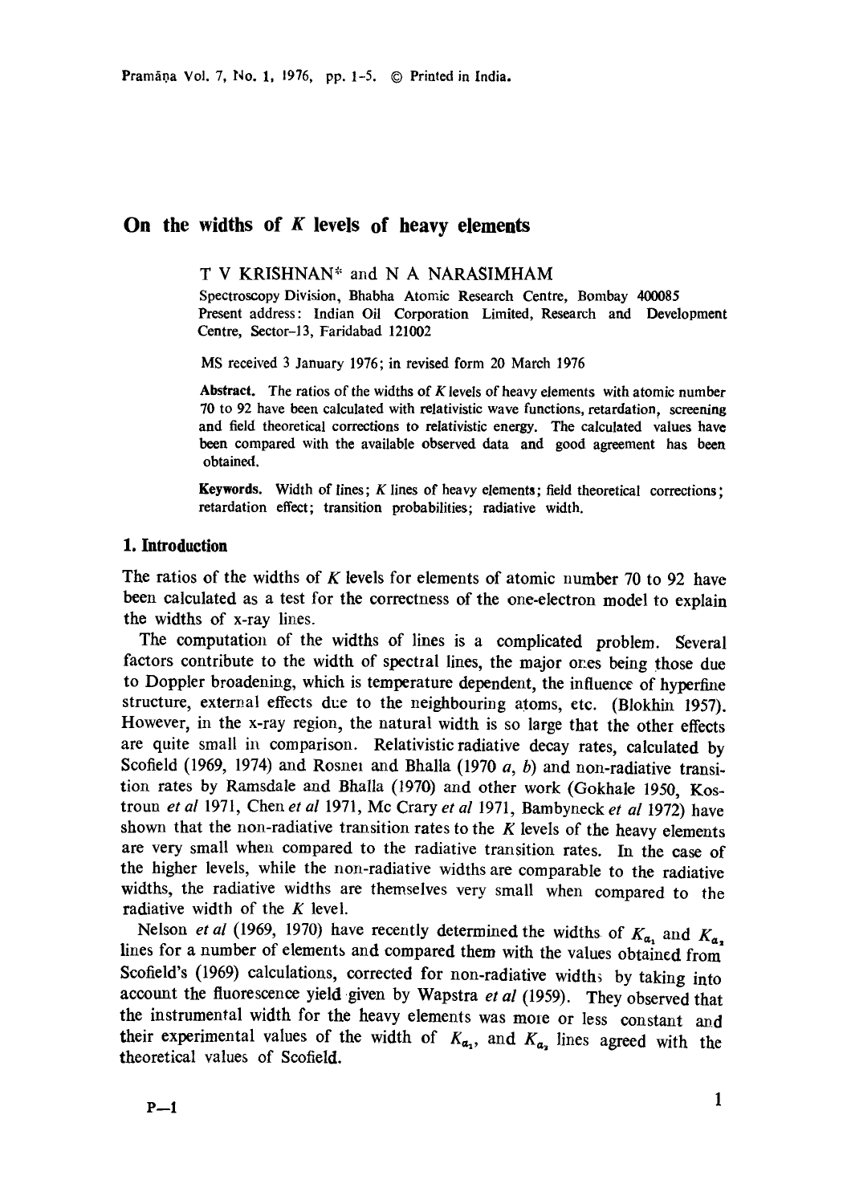# On the widths of $K$ levels of heavy elements

T V KRISHNAN* and N A NARASIMHAM

Spectroscopy Division, Bhabha Atomic Research Centre, Bombay 400085
Present address: Indian Oil Corporation Limited, Research and Development Centre, Sector-13, Faridabad 121002

MS received 3 January 1976; in revised form 20 March 1976

**Abstract.** The ratios of the widths of $K$ levels of heavy elements with atomic number 70 to 92 have been calculated with relativistic wave functions, retardation, screening and field theoretical corrections to relativistic energy. The calculated values have been compared with the available observed data and good agreement has been obtained.

**Keywords.** Width of lines; $K$ lines of heavy elements; field theoretical corrections; retardation effect; transition probabilities; radiative width.

## 1. Introduction

The ratios of the widths of $K$ levels for elements of atomic number 70 to 92 have been calculated as a test for the correctness of the one-electron model to explain the widths of x-ray lines.

The computation of the widths of lines is a complicated problem. Several factors contribute to the width of spectral lines, the major ones being those due to Doppler broadening, which is temperature dependent, the influence of hyperfine structure, external effects due to the neighbouring atoms, etc. (Blokhin 1957). However, in the x-ray region, the natural width is so large that the other effects are quite small in comparison. Relativistic radiative decay rates, calculated by Scofield (1969, 1974) and Rosner and Bhalla (1970 *a*, *b*) and non-radiative transition rates by Ramsdale and Bhalla (1970) and other work (Gokhale 1950, Kostroun *et al* 1971, Chen *et al* 1971, Mc Crary *et al* 1971, Bambyneck *et al* 1972) have shown that the non-radiative transition rates to the $K$ levels of the heavy elements are very small when compared to the radiative transition rates. In the case of the higher levels, while the non-radiative widths are comparable to the radiative widths, the radiative widths are themselves very small when compared to the radiative width of the $K$ level.

Nelson *et al* (1969, 1970) have recently determined the widths of $K_{\alpha_1}$ and $K_{\alpha_2}$ lines for a number of elements and compared them with the values obtained from Scofield's (1969) calculations, corrected for non-radiative widths by taking into account the fluorescence yield given by Wapstra *et al* (1959). They observed that the instrumental width for the heavy elements was more or less constant and their experimental values of the width of $K_{\alpha_1}$, and $K_{\alpha_2}$ lines agreed with the theoretical values of Scofield.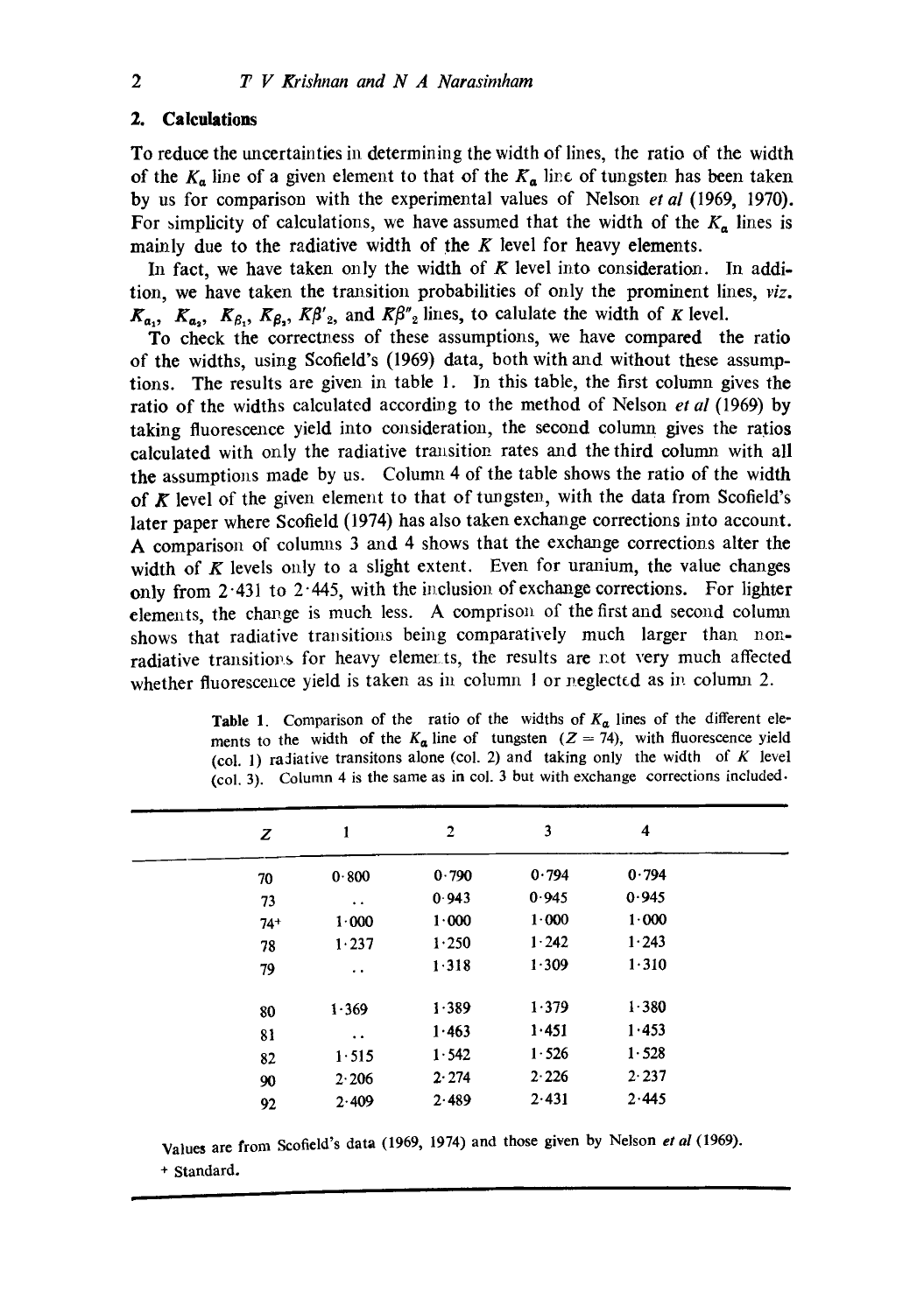## 2. Calculations

To reduce the uncertainties in determining the width of lines, the ratio of the width of the $K_\alpha$ line of a given element to that of the $K_\alpha$ line of tungsten has been taken by us for comparison with the experimental values of Nelson *et al* (1969, 1970). For simplicity of calculations, we have assumed that the width of the $K_\alpha$ lines is mainly due to the radiative width of the $K$ level for heavy elements.

In fact, we have taken only the width of $K$ level into consideration. In addition, we have taken the transition probabilities of only the prominent lines, *viz.* $K_{\alpha_1}$, $K_{\alpha_2}$, $K_{\beta_1}$, $K_{\beta_3}$, $K\beta'_2$, and $K\beta''_2$ lines, to calulate the width of $K$ level.

To check the correctness of these assumptions, we have compared the ratio of the widths, using Scofield's (1969) data, both with and without these assumptions. The results are given in table 1. In this table, the first column gives the ratio of the widths calculated according to the method of Nelson *et al* (1969) by taking fluorescence yield into consideration, the second column gives the ratios calculated with only the radiative transition rates and the third column with all the assumptions made by us. Column 4 of the table shows the ratio of the width of $K$ level of the given element to that of tungsten, with the data from Scofield's later paper where Scofield (1974) has also taken exchange corrections into account. A comparison of columns 3 and 4 shows that the exchange corrections alter the width of $K$ levels only to a slight extent. Even for uranium, the value changes only from 2·431 to 2·445, with the inclusion of exchange corrections. For lighter elements, the change is much less. A comprison of the first and second column shows that radiative transitions being comparatively much larger than non-radiative transitions for heavy elements, the results are not very much affected whether fluorescence yield is taken as in column 1 or neglected as in column 2.

**Table 1.** Comparison of the ratio of the widths of $K_\alpha$ lines of the different elements to the width of the $K_\alpha$ line of tungsten ($Z = 74$), with fluorescence yield (col. 1) radiative transitons alone (col. 2) and taking only the width of $K$ level (col. 3). Column 4 is the same as in col. 3 but with exchange corrections included.

| $Z$ | 1 | 2 | 3 | 4 |
|---|---|---|---|---|
| 70 | 0·800 | 0·790 | 0·794 | 0·794 |
| 73 | .. | 0·943 | 0·945 | 0·945 |
| 74+ | 1·000 | 1·000 | 1·000 | 1·000 |
| 78 | 1·237 | 1·250 | 1·242 | 1·243 |
| 79 | .. | 1·318 | 1·309 | 1·310 |
| 80 | 1·369 | 1·389 | 1·379 | 1·380 |
| 81 | .. | 1·463 | 1·451 | 1·453 |
| 82 | 1·515 | 1·542 | 1·526 | 1·528 |
| 90 | 2·206 | 2·274 | 2·226 | 2·237 |
| 92 | 2·409 | 2·489 | 2·431 | 2·445 |

Values are from Scofield's data (1969, 1974) and those given by Nelson *et al* (1969).

+ Standard.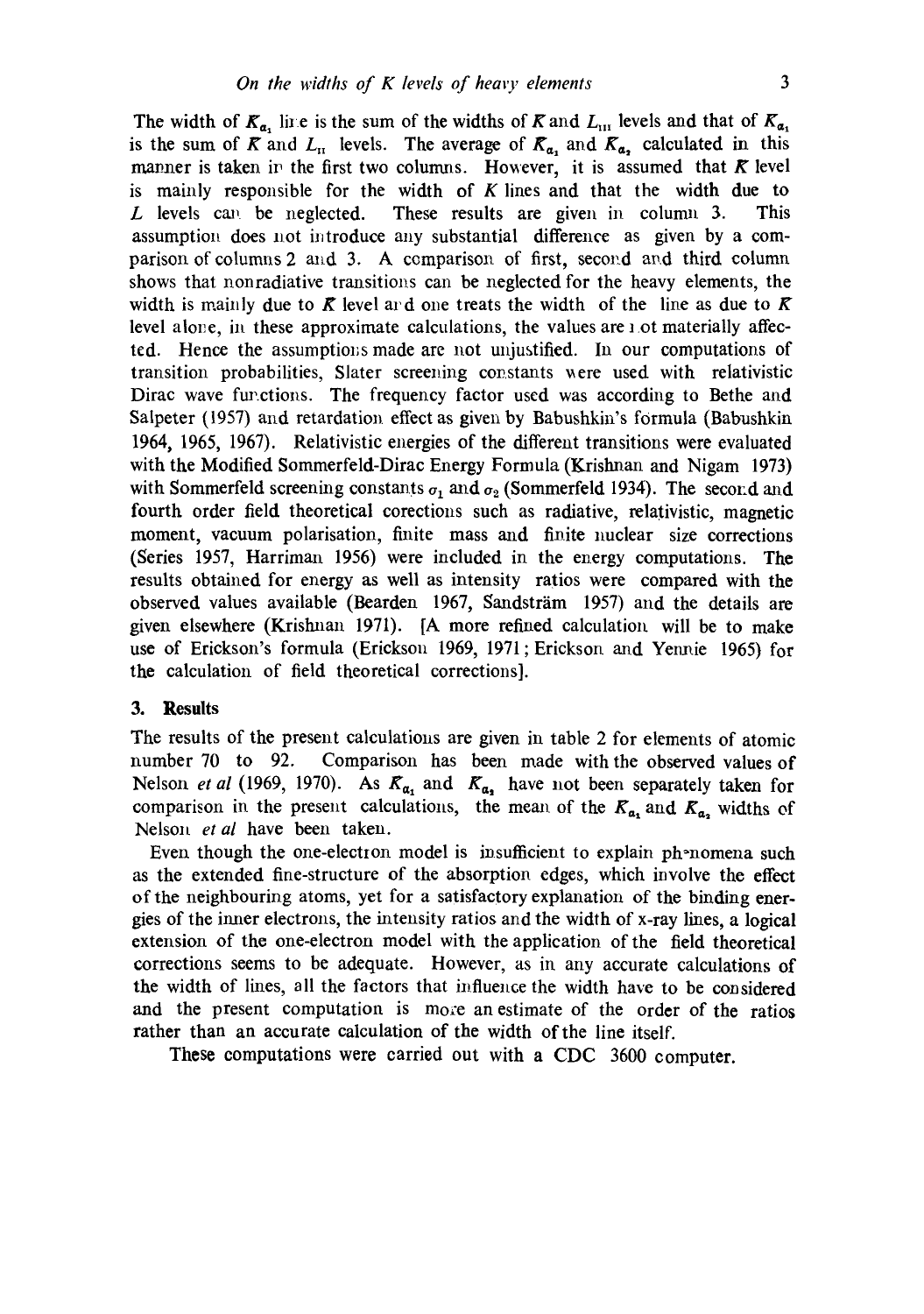The width of $K_{\alpha_1}$ line is the sum of the widths of $K$ and $L_{III}$ levels and that of $K_{\alpha_1}$ is the sum of $K$ and $L_{II}$ levels. The average of $K_{\alpha_1}$ and $K_{\alpha_2}$ calculated in this manner is taken in the first two columns. However, it is assumed that $K$ level is mainly responsible for the width of $K$ lines and that the width due to $L$ levels can be neglected. These results are given in column 3. This assumption does not introduce any substantial difference as given by a comparison of columns 2 and 3. A comparison of first, second and third column shows that nonradiative transitions can be neglected for the heavy elements, the width is mainly due to $K$ level and one treats the width of the line as due to $K$ level alone, in these approximate calculations, the values are not materially affected. Hence the assumptions made are not unjustified. In our computations of transition probabilities, Slater screening constants were used with relativistic Dirac wave functions. The frequency factor used was according to Bethe and Salpeter (1957) and retardation effect as given by Babushkin's formula (Babushkin 1964, 1965, 1967). Relativistic energies of the different transitions were evaluated with the Modified Sommerfeld-Dirac Energy Formula (Krishnan and Nigam 1973) with Sommerfeld screening constants $\sigma_1$ and $\sigma_2$ (Sommerfeld 1934). The second and fourth order field theoretical corections such as radiative, relativistic, magnetic moment, vacuum polarisation, finite mass and finite nuclear size corrections (Series 1957, Harriman 1956) were included in the energy computations. The results obtained for energy as well as intensity ratios were compared with the observed values available (Bearden 1967, Sandsträm 1957) and the details are given elsewhere (Krishnan 1971). [A more refined calculation will be to make use of Erickson's formula (Erickson 1969, 1971; Erickson and Yennie 1965) for the calculation of field theoretical corrections].

## 3. Results

The results of the present calculations are given in table 2 for elements of atomic number 70 to 92. Comparison has been made with the observed values of Nelson *et al* (1969, 1970). As $K_{\alpha_1}$ and $K_{\alpha_2}$ have not been separately taken for comparison in the present calculations, the mean of the $K_{\alpha_1}$ and $K_{\alpha_2}$ widths of Nelson *et al* have been taken.

Even though the one-electron model is insufficient to explain phenomena such as the extended fine-structure of the absorption edges, which involve the effect of the neighbouring atoms, yet for a satisfactory explanation of the binding energies of the inner electrons, the intensity ratios and the width of x-ray lines, a logical extension of the one-electron model with the application of the field theoretical corrections seems to be adequate. However, as in any accurate calculations of the width of lines, all the factors that influence the width have to be considered and the present computation is more an estimate of the order of the ratios rather than an accurate calculation of the width of the line itself.

These computations were carried out with a CDC 3600 computer.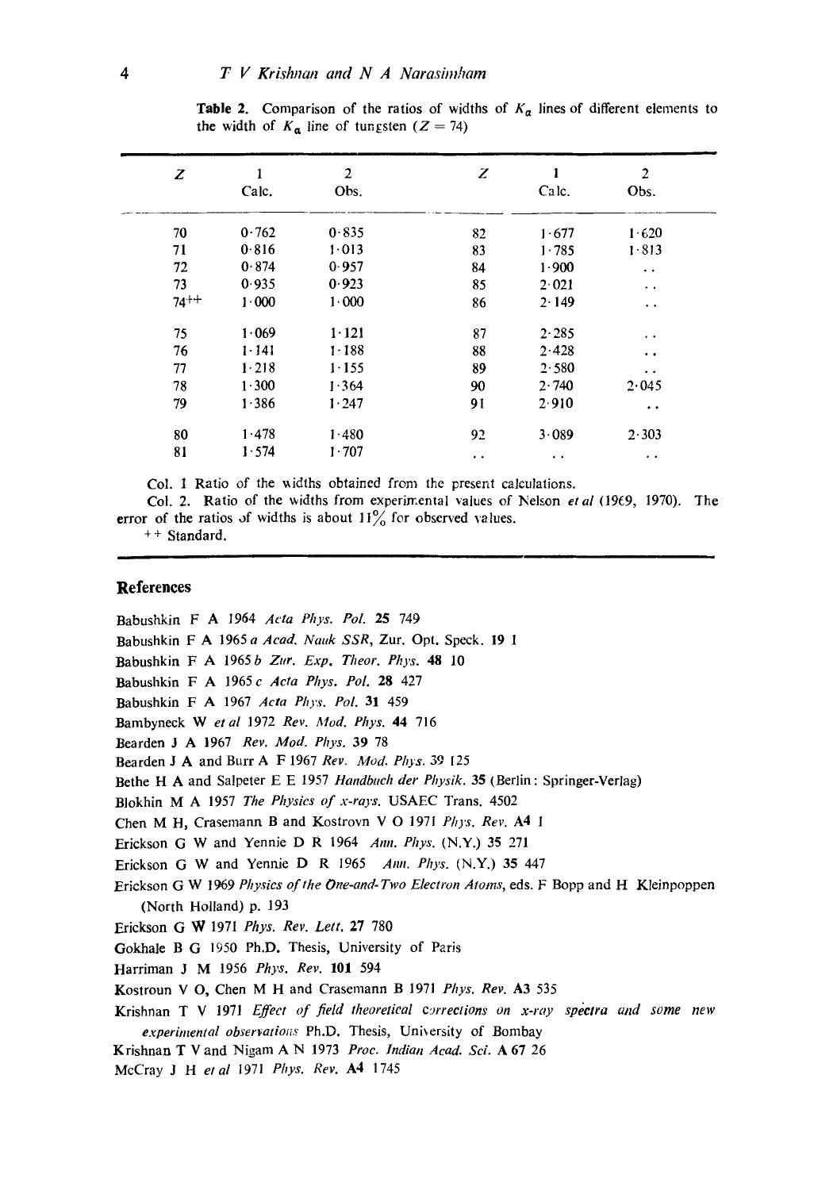**Table 2.** Comparison of the ratios of widths of $K_\alpha$ lines of different elements to the width of $K_\alpha$ line of tungsten ($Z = 74$)

| $Z$ | 1 Calc. | 2 Obs. | $Z$ | 1 Calc. | 2 Obs. |
|---|---|---|---|---|---|
| 70 | 0·762 | 0·835 | 82 | 1·677 | 1·620 |
| 71 | 0·816 | 1·013 | 83 | 1·785 | 1·813 |
| 72 | 0·874 | 0·957 | 84 | 1·900 | .. |
| 73 | 0·935 | 0·923 | 85 | 2·021 | .. |
| 74++ | 1·000 | 1·000 | 86 | 2·149 | .. |
| 75 | 1·069 | 1·121 | 87 | 2·285 | .. |
| 76 | 1·141 | 1·188 | 88 | 2·428 | .. |
| 77 | 1·218 | 1·155 | 89 | 2·580 | .. |
| 78 | 1·300 | 1·364 | 90 | 2·740 | 2·045 |
| 79 | 1·386 | 1·247 | 91 | 2·910 | .. |
| 80 | 1·478 | 1·480 | 92 | 3·089 | 2·303 |
| 81 | 1·574 | 1·707 | .. | .. | .. |

Col. 1 Ratio of the widths obtained from the present calculations.

Col. 2. Ratio of the widths from experimental values of Nelson *et al* (1969, 1970). The error of the ratios of widths is about 11% for observed values.

++ Standard.

## References

Babushkin F A 1964 *Acta Phys. Pol.* **25** 749

Babushkin F A 1965*a Acad. Nauk SSR*, Zur. Opt. Speck. **19** 1

Babushkin F A 1965*b Zur. Exp. Theor. Phys.* **48** 10

Babushkin F A 1965*c Acta Phys. Pol.* **28** 427

Babushkin F A 1967 *Acta Phys. Pol.* **31** 459

Bambyneck W *et al* 1972 *Rev. Mod. Phys.* **44** 716

Bearden J A 1967 *Rev. Mod. Phys.* **39** 78

Bearden J A and Burr A F 1967 *Rev. Mod. Phys.* **39** 125

Bethe H A and Salpeter E E 1957 *Handbuch der Physik.* **35** (Berlin: Springer-Verlag)

Blokhin M A 1957 *The Physics of x-rays.* USAEC Trans. 4502

Chen M H, Crasemann B and Kostrovn V O 1971 *Phys. Rev.* **A4** 1

Erickson G W and Yennie D R 1964 *Ann. Phys.* (N.Y.) **35** 271

Erickson G W and Yennie D R 1965 *Ann. Phys.* (N.Y.) **35** 447

Erickson G W 1969 *Physics of the One-and-Two Electron Atoms*, eds. F Bopp and H Kleinpoppen (North Holland) p. 193

Erickson G W 1971 *Phys. Rev. Lett.* **27** 780

Gokhale B G 1950 Ph.D. Thesis, University of Paris

Harriman J M 1956 *Phys. Rev.* **101** 594

Kostroun V O, Chen M H and Crasemann B 1971 *Phys. Rev.* **A3** 535

Krishnan T V 1971 *Effect of field theoretical corrections on x-ray spectra and some new experimental observations* Ph.D. Thesis, University of Bombay

Krishnan T V and Nigam A N 1973 *Proc. Indian Acad. Sci.* **A 67** 26

McCray J H *et al* 1971 *Phys. Rev.* **A4** 1745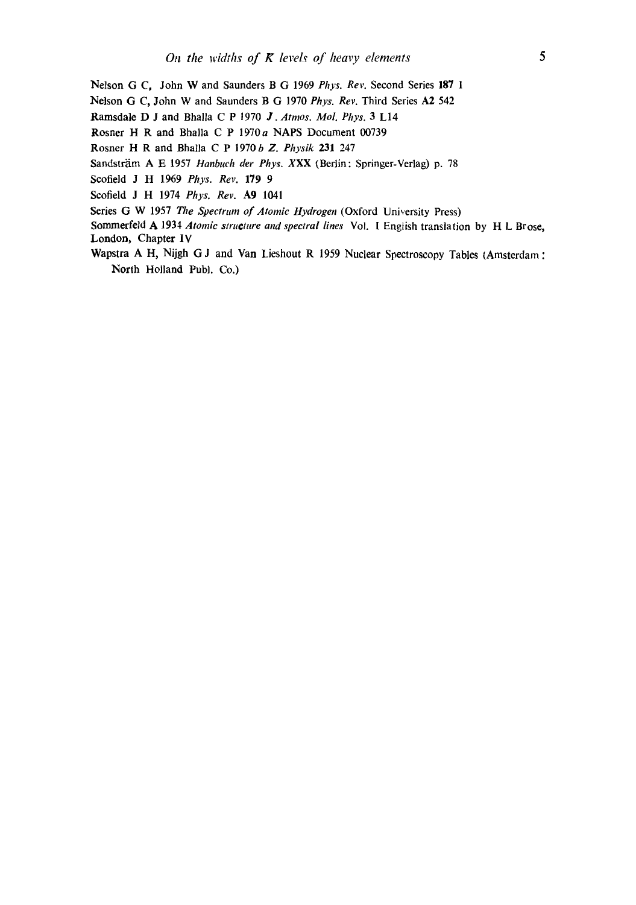Nelson G C, John W and Saunders B G 1969 *Phys. Rev.* Second Series **187** 1

Nelson G C, John W and Saunders B G 1970 *Phys. Rev.* Third Series **A2** 542

Ramsdale D J and Bhalla C P 1970 *J. Atmos. Mol. Phys.* **3** L14

Rosner H R and Bhalla C P 1970*a* NAPS Document 00739

Rosner H R and Bhalla C P 1970*b* *Z. Physik* **231** 247

Sandsträm A E 1957 *Hanbuch der Phys.* XXX (Berlin: Springer-Verlag) p. 78

Scofield J H 1969 *Phys. Rev.* **179** 9

Scofield J H 1974 *Phys. Rev.* **A9** 1041

Series G W 1957 *The Spectrum of Atomic Hydrogen* (Oxford University Press)

Sommerfeld A 1934 *Atomic structure and spectral lines* Vol. I English translation by H L Brose, London, Chapter IV

Wapstra A H, Nijgh G J and Van Lieshout R 1959 Nuclear Spectroscopy Tables (Amsterdam: North Holland Publ. Co.)